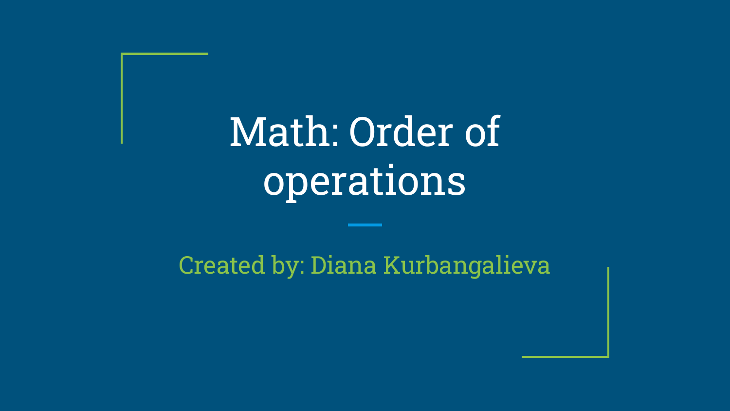# Math: Order of operations

Created by: Diana Kurbangalieva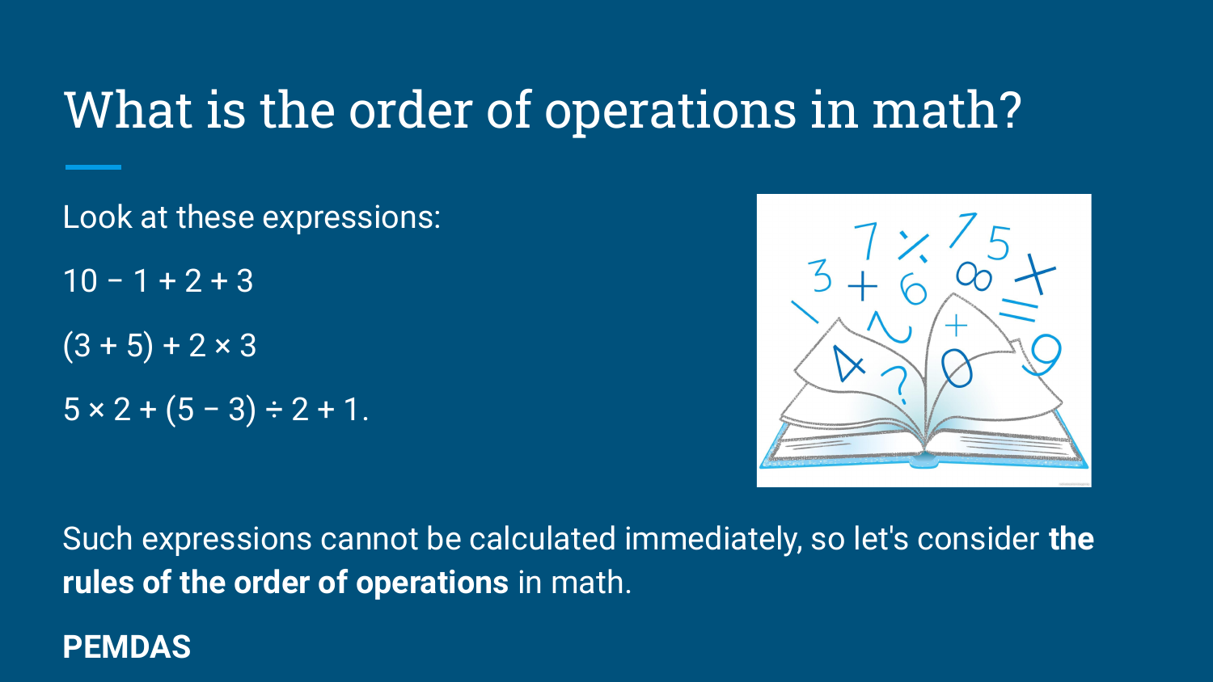# What is the order of operations in math?

Look at these expressions:

$10 - 1 + 2 + 3$

$(3 + 5) + 2 \times 3$

$5 \times 2 + (5 - 3) \div 2 + 1.$

Such expressions cannot be calculated immediately, so let's consider **the rules of the order of operations** in math.

**PEMDAS**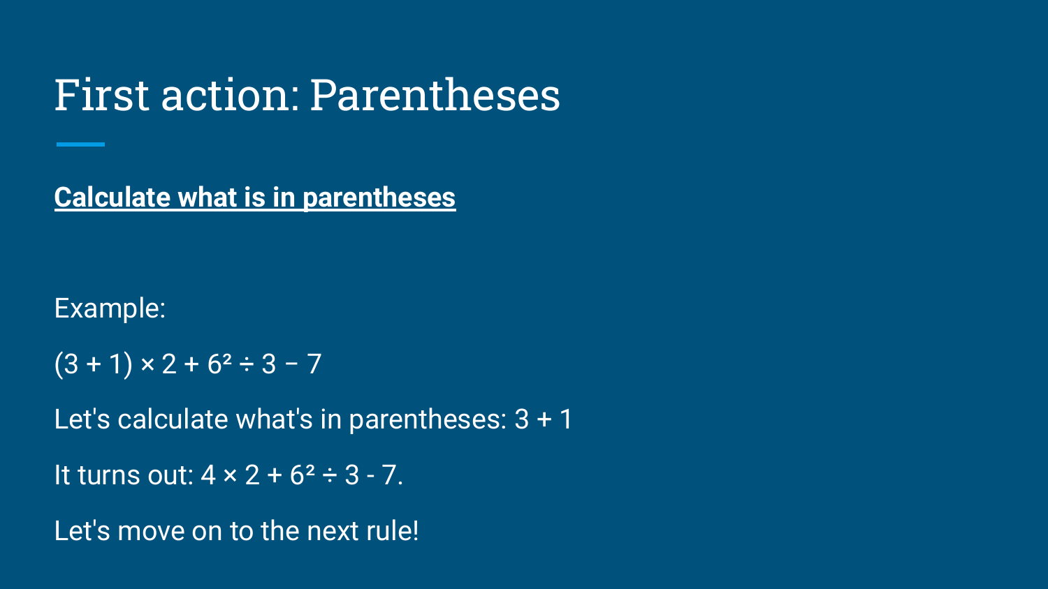# First action: Parentheses

**Calculate what is in parentheses**

Example:

$(3 + 1) \times 2 + 6^2 \div 3 - 7$

Let's calculate what's in parentheses: $3 + 1$

It turns out: $4 \times 2 + 6^2 \div 3 - 7$.

Let's move on to the next rule!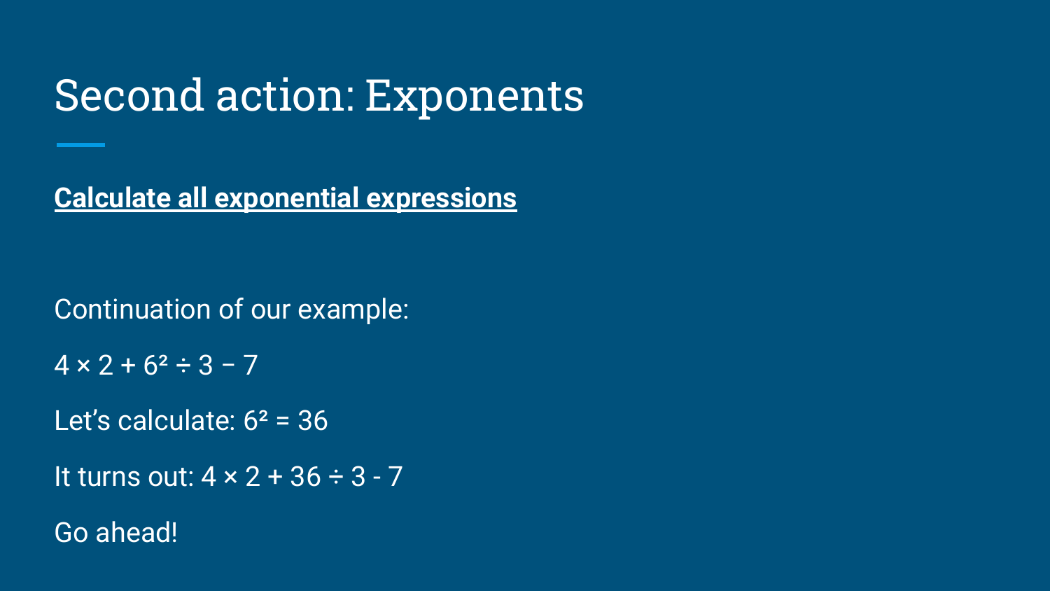# Second action: Exponents

**Calculate all exponential expressions**

Continuation of our example:

$4 \times 2 + 6^2 \div 3 - 7$

Let's calculate: $6^2 = 36$

It turns out: $4 \times 2 + 36 \div 3 - 7$

Go ahead!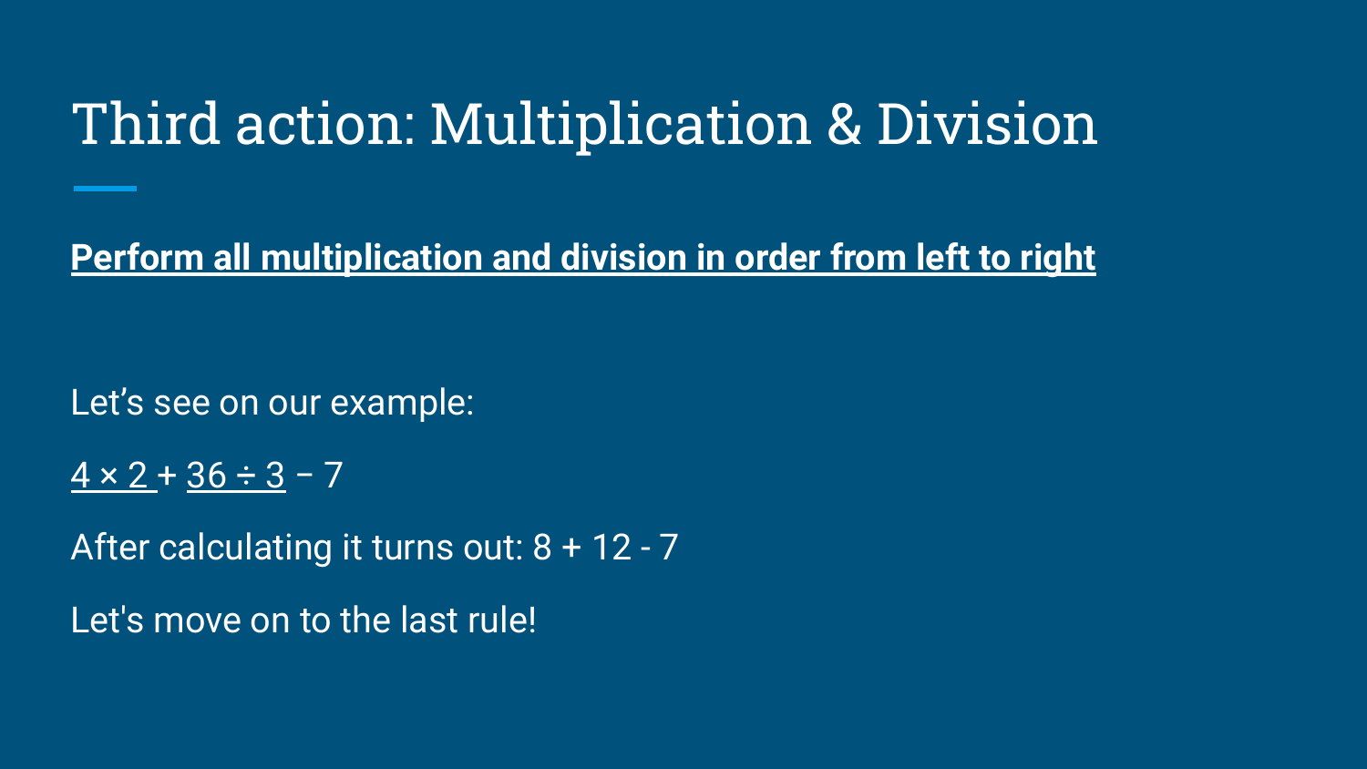# Third action: Multiplication & Division

**Perform all multiplication and division in order from left to right**

Let's see on our example:

$\underline{4 \times 2} + \underline{36 \div 3} - 7$

After calculating it turns out: $8 + 12 - 7$

Let's move on to the last rule!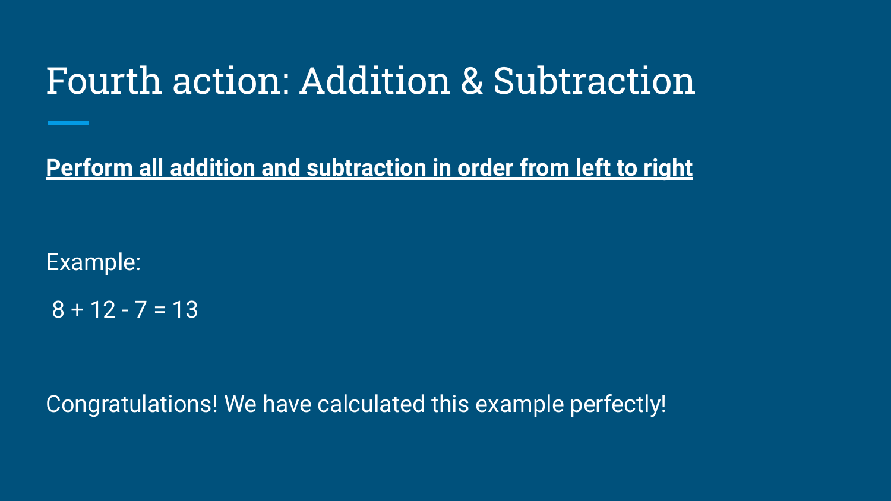# Fourth action: Addition & Subtraction

**Perform all addition and subtraction in order from left to right**

Example:

$8 + 12 - 7 = 13$

Congratulations! We have calculated this example perfectly!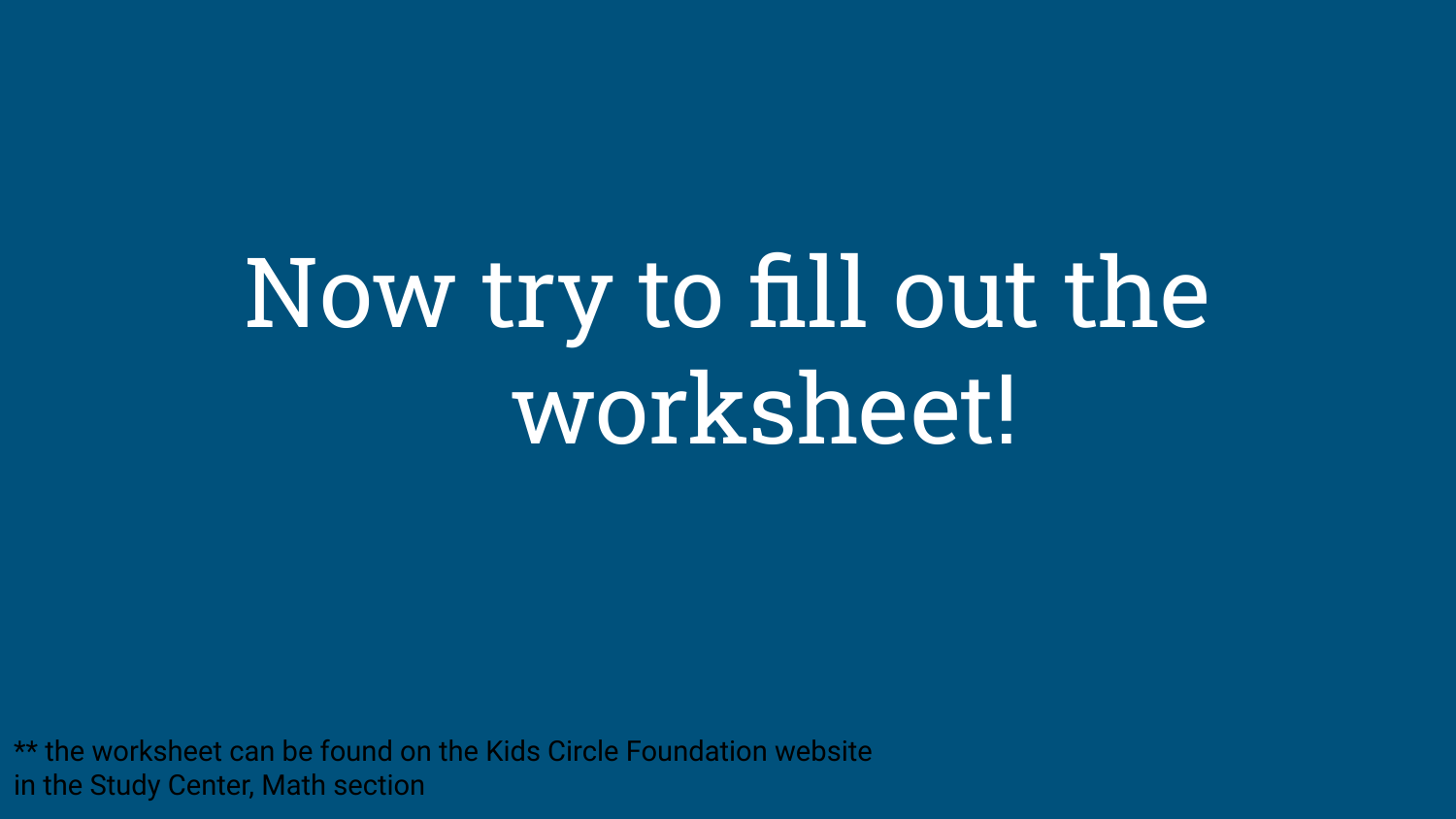# Now try to fill out the worksheet!

** the worksheet can be found on the Kids Circle Foundation website in the Study Center, Math section